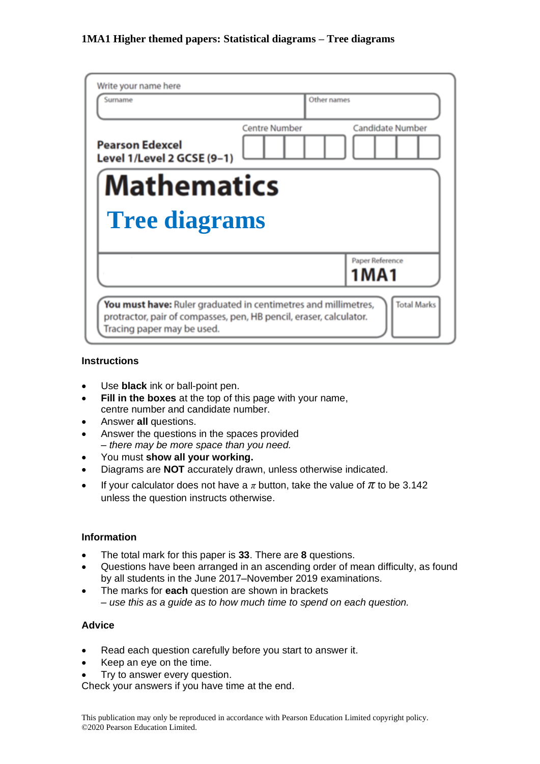# 1MA1 Higher themed papers: Statistical diagrams – Tree diagrams

Write your name here

| Surname | Other names |
|---|---|
| | |

**Pearson Edexcel Level 1/Level 2 GCSE (9–1)**

Centre Number

Candidate Number

# Mathematics

## Tree diagrams

Paper Reference

**1MA1**

**You must have:** Ruler graduated in centimetres and millimetres, protractor, pair of compasses, pen, HB pencil, eraser, calculator. Tracing paper may be used.

Total Marks

### Instructions

- Use **black** ink or ball-point pen.
- **Fill in the boxes** at the top of this page with your name, centre number and candidate number.
- Answer **all** questions.
- Answer the questions in the spaces provided
  *– there may be more space than you need.*
- You must **show all your working.**
- Diagrams are **NOT** accurately drawn, unless otherwise indicated.
- If your calculator does not have a $\pi$ button, take the value of $\pi$ to be 3.142 unless the question instructs otherwise.

### Information

- The total mark for this paper is **33**. There are **8** questions.
- Questions have been arranged in an ascending order of mean difficulty, as found by all students in the June 2017–November 2019 examinations.
- The marks for **each** question are shown in brackets
  *– use this as a guide as to how much time to spend on each question.*

### Advice

- Read each question carefully before you start to answer it.
- Keep an eye on the time.
- Try to answer every question.

Check your answers if you have time at the end.

This publication may only be reproduced in accordance with Pearson Education Limited copyright policy.
©2020 Pearson Education Limited.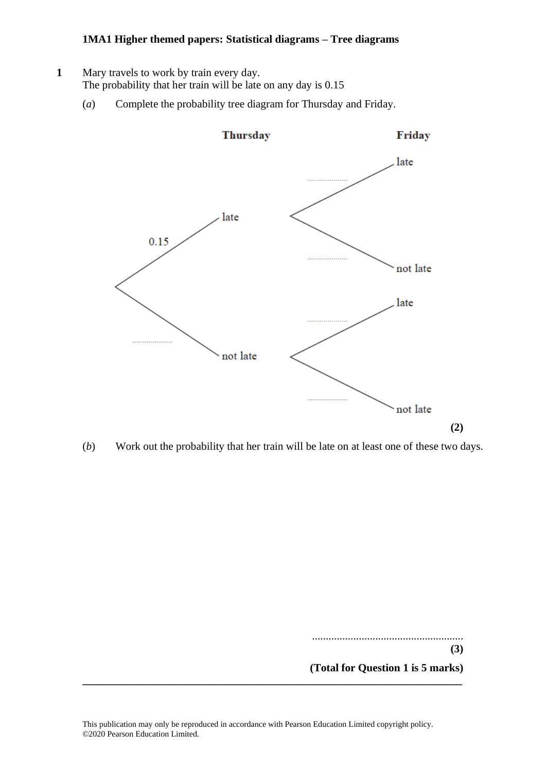**1MA1 Higher themed papers: Statistical diagrams – Tree diagrams**

**1** Mary travels to work by train every day.
The probability that her train will be late on any day is 0.15

(*a*) Complete the probability tree diagram for Thursday and Friday.

Thursday — Friday

- 0.15 → late
  - .................... → late
  - .................... → not late
- .................... → not late
  - .................... → late
  - .................... → not late

**(2)**

(*b*) Work out the probability that her train will be late on at least one of these two days.

.......................................................

**(3)**

**(Total for Question 1 is 5 marks)**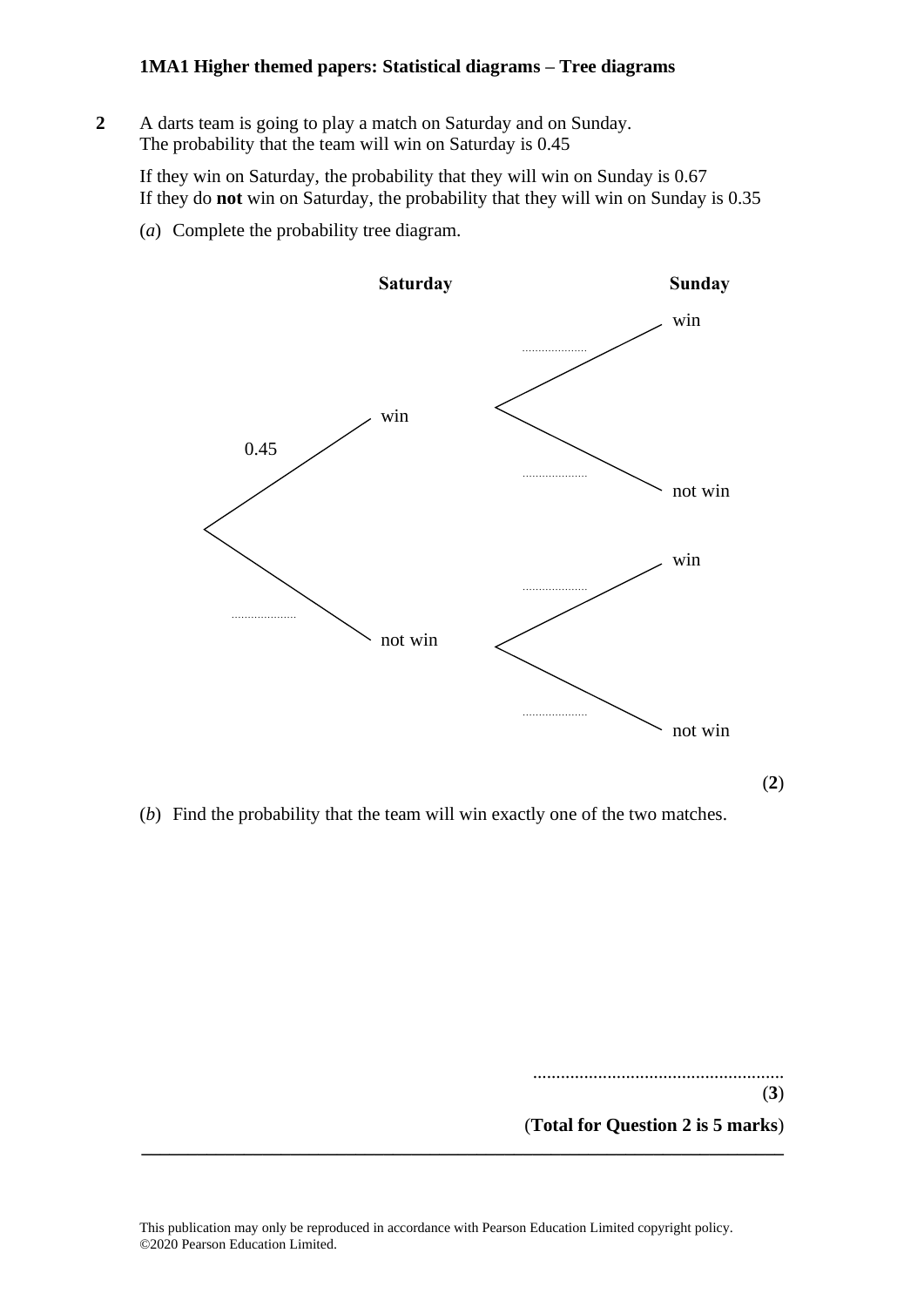**2** A darts team is going to play a match on Saturday and on Sunday.
The probability that the team will win on Saturday is 0.45

If they win on Saturday, the probability that they will win on Sunday is 0.67
If they do **not** win on Saturday, the probability that they will win on Sunday is 0.35

(*a*) Complete the probability tree diagram.

**Saturday** **Sunday**

- Saturday: win — 0.45
  - Sunday: win — ....................
  - Sunday: not win — ....................
- Saturday: not win — ....................
  - Sunday: win — ....................
  - Sunday: not win — ....................

(**2**)

(*b*) Find the probability that the team will win exactly one of the two matches.

.......................................................

(**3**)

(**Total for Question 2 is 5 marks**)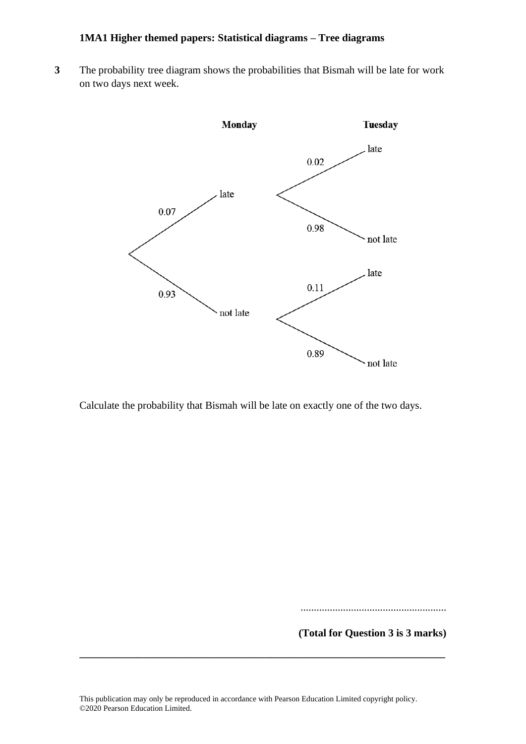**1MA1 Higher themed papers: Statistical diagrams – Tree diagrams**

**3** The probability tree diagram shows the probabilities that Bismah will be late for work on two days next week.

**Monday** **Tuesday**

- 0.07 late
  - 0.02 late
  - 0.98 not late
- 0.93 not late
  - 0.11 late
  - 0.89 not late

Calculate the probability that Bismah will be late on exactly one of the two days.

.......................................................

**(Total for Question 3 is 3 marks)**

---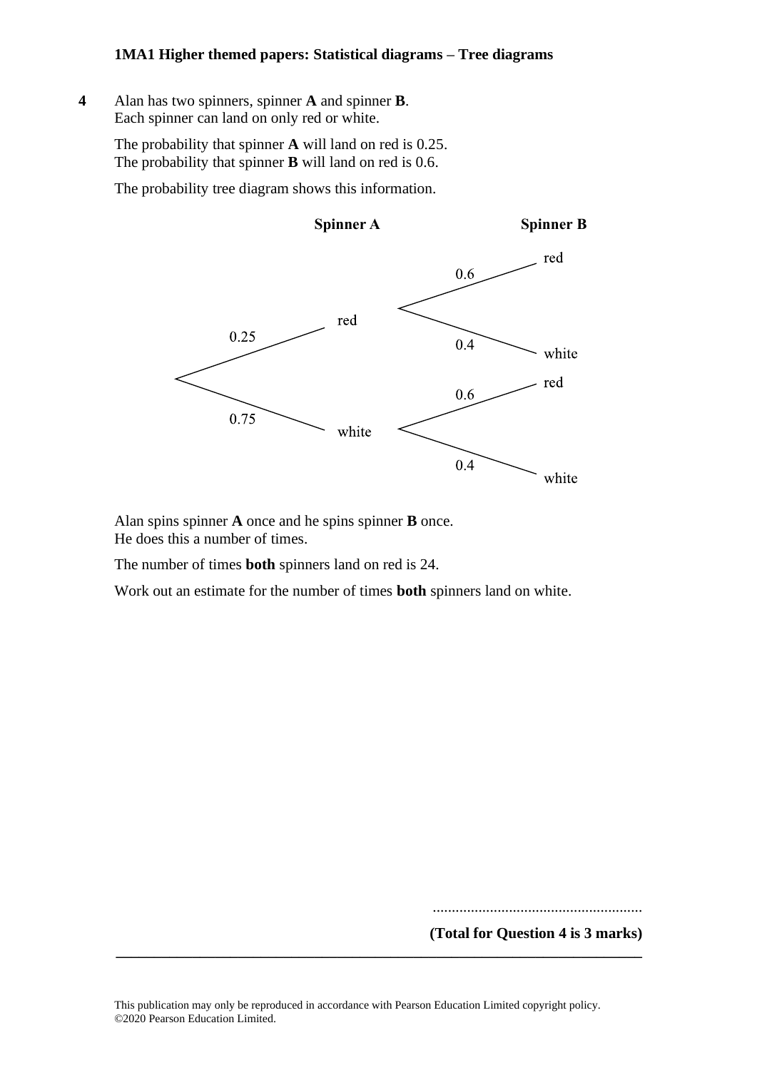**4** Alan has two spinners, spinner **A** and spinner **B**.
Each spinner can land on only red or white.

The probability that spinner **A** will land on red is 0.25.
The probability that spinner **B** will land on red is 0.6.

The probability tree diagram shows this information.

| Spinner A | | Spinner B | |
|---|---|---|---|
| 0.25 | red | 0.6 | red |
| | | 0.4 | white |
| 0.75 | white | 0.6 | red |
| | | 0.4 | white |

Alan spins spinner **A** once and he spins spinner **B** once.
He does this a number of times.

The number of times **both** spinners land on red is 24.

Work out an estimate for the number of times **both** spinners land on white.

.......................................................

**(Total for Question 4 is 3 marks)**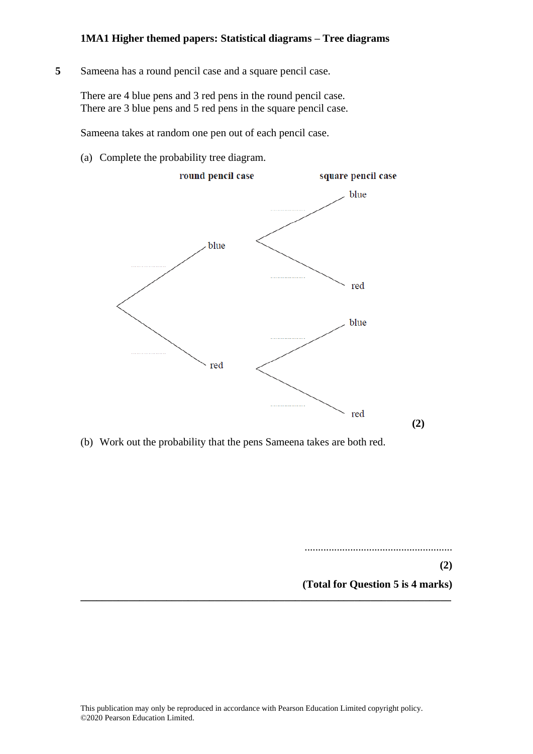**1MA1 Higher themed papers: Statistical diagrams – Tree diagrams**

**5** Sameena has a round pencil case and a square pencil case.

There are 4 blue pens and 3 red pens in the round pencil case.
There are 3 blue pens and 5 red pens in the square pencil case.

Sameena takes at random one pen out of each pencil case.

(a) Complete the probability tree diagram.

round pencil case — square pencil case

- ....................... blue
  - ....................... blue
  - ....................... red
- ....................... red
  - ....................... blue
  - ....................... red

**(2)**

(b) Work out the probability that the pens Sameena takes are both red.

.......................................................

**(2)**

**(Total for Question 5 is 4 marks)**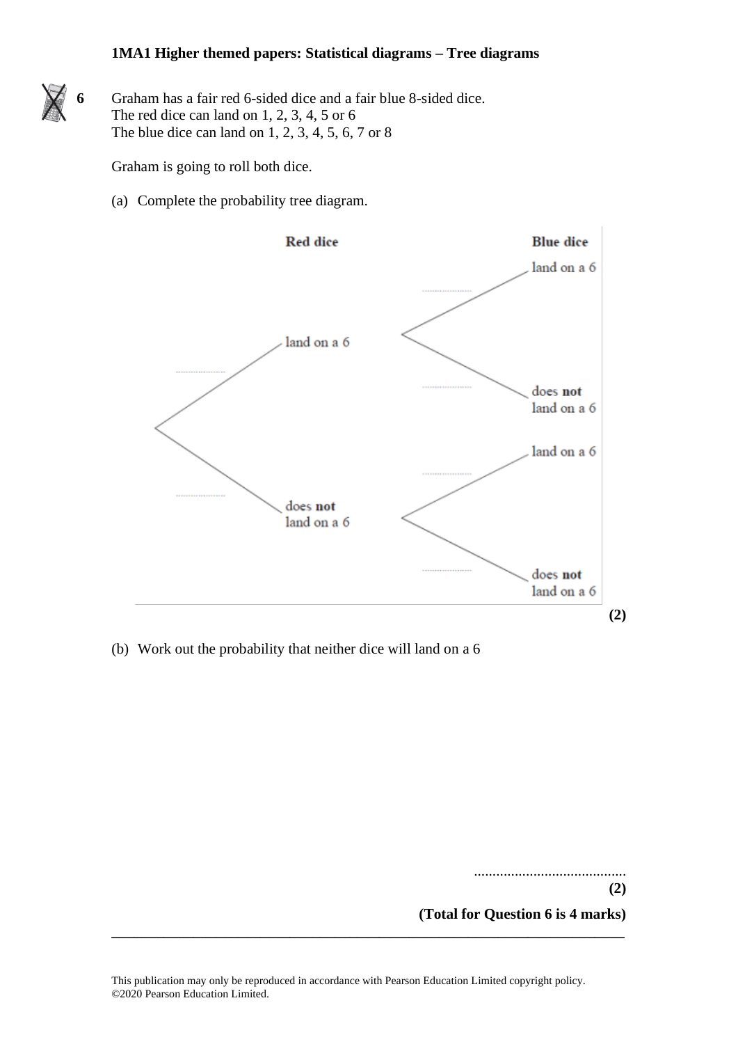**6** Graham has a fair red 6-sided dice and a fair blue 8-sided dice.
The red dice can land on 1, 2, 3, 4, 5 or 6
The blue dice can land on 1, 2, 3, 4, 5, 6, 7 or 8

Graham is going to roll both dice.

(a) Complete the probability tree diagram.

| Red dice | | Blue dice |
|---|---|---|
| .................... land on a 6 | .................... | land on a 6 |
| | .................... | does **not** land on a 6 |
| .................... does **not** land on a 6 | .................... | land on a 6 |
| | .................... | does **not** land on a 6 |

**(2)**

(b) Work out the probability that neither dice will land on a 6

.........................................

**(2)**

**(Total for Question 6 is 4 marks)**

---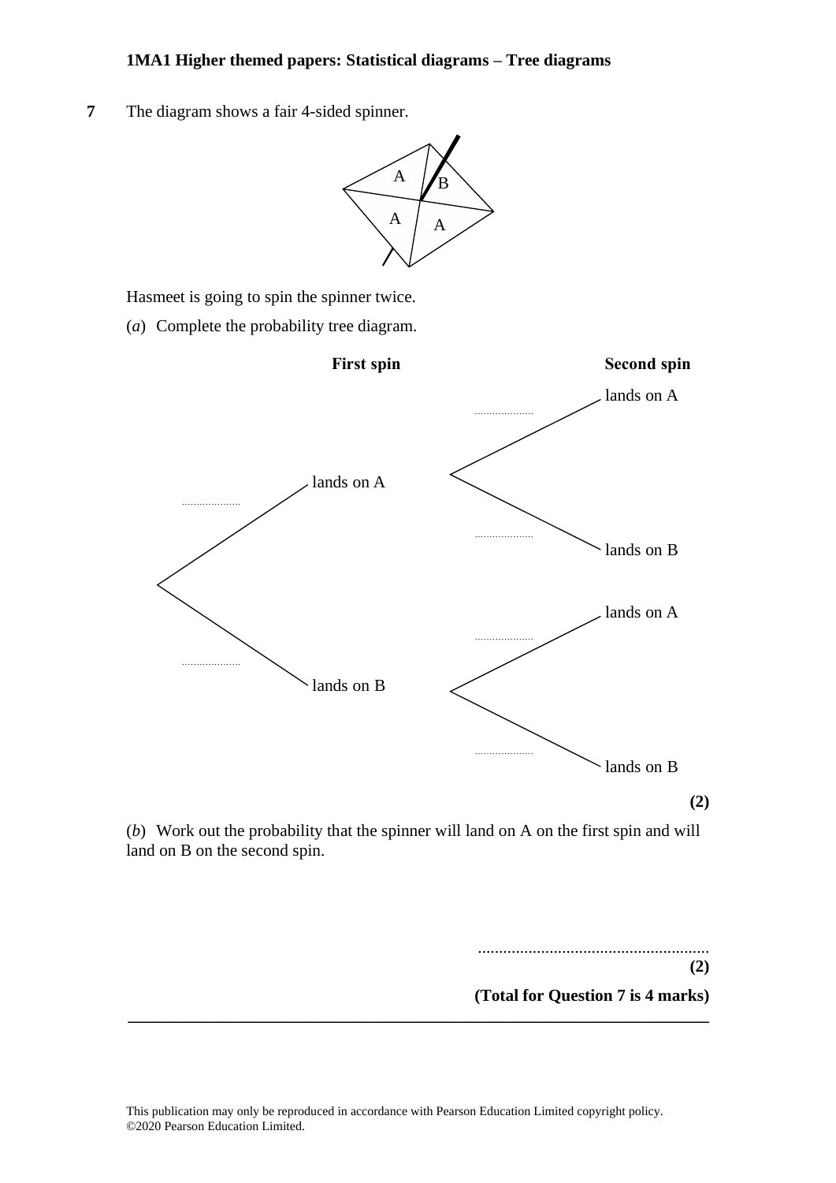**7** The diagram shows a fair 4-sided spinner.

Hasmeet is going to spin the spinner twice.

(*a*) Complete the probability tree diagram.

**First spin** **Second spin**

- .................... lands on A
  - .................... lands on A
  - .................... lands on B
- .................... lands on B
  - .................... lands on A
  - .................... lands on B

**(2)**

(*b*) Work out the probability that the spinner will land on A on the first spin and will land on B on the second spin.

......................................................

**(2)**

**(Total for Question 7 is 4 marks)**

---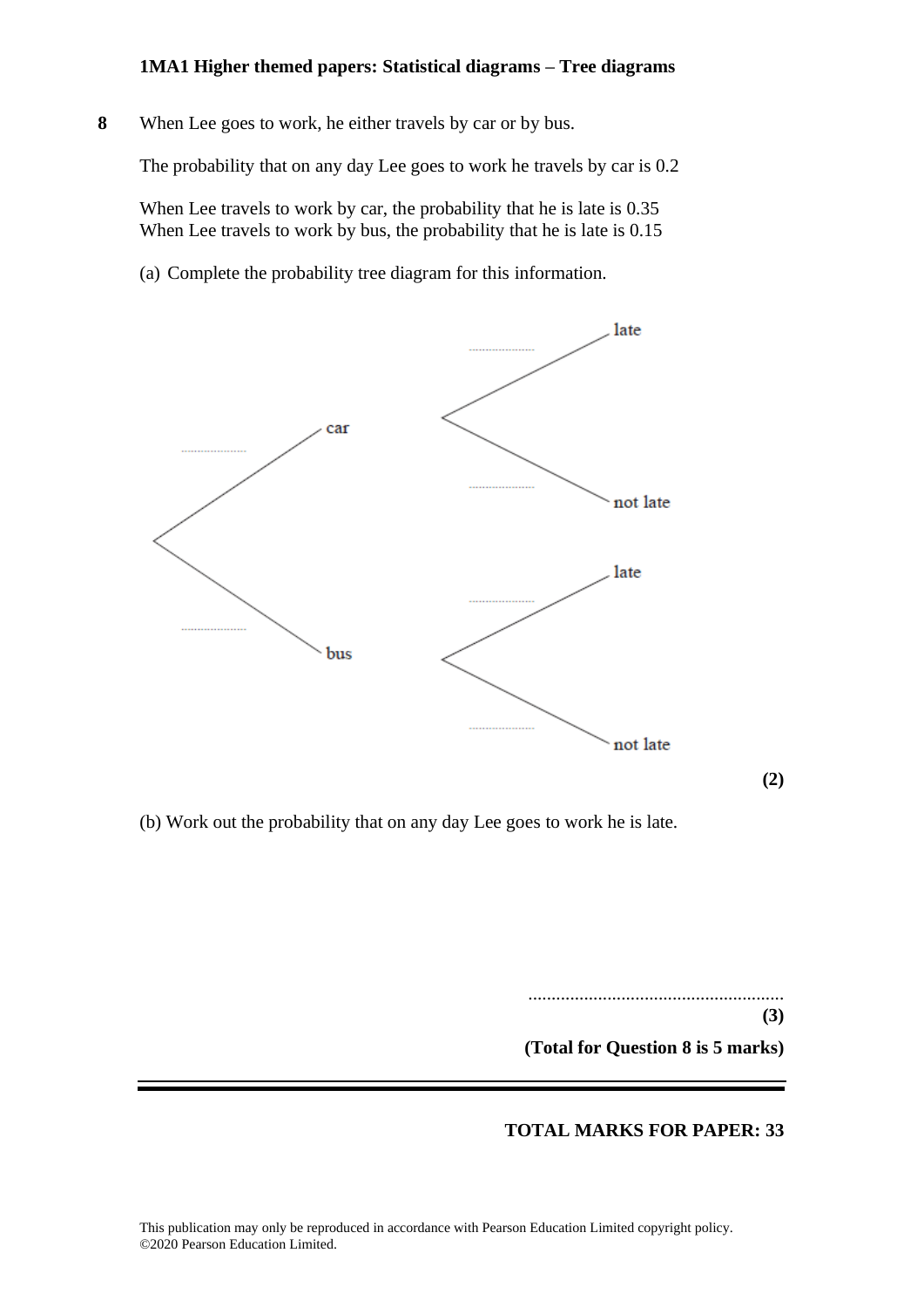**8** When Lee goes to work, he either travels by car or by bus.

The probability that on any day Lee goes to work he travels by car is 0.2

When Lee travels to work by car, the probability that he is late is 0.35
When Lee travels to work by bus, the probability that he is late is 0.15

(a) Complete the probability tree diagram for this information.

..................... late

..................... car

..................... not late

..................... late

..................... bus

..................... not late

**(2)**

(b) Work out the probability that on any day Lee goes to work he is late.

.......................................................
**(3)**

**(Total for Question 8 is 5 marks)**

---

**TOTAL MARKS FOR PAPER: 33**

This publication may only be reproduced in accordance with Pearson Education Limited copyright policy.
©2020 Pearson Education Limited.